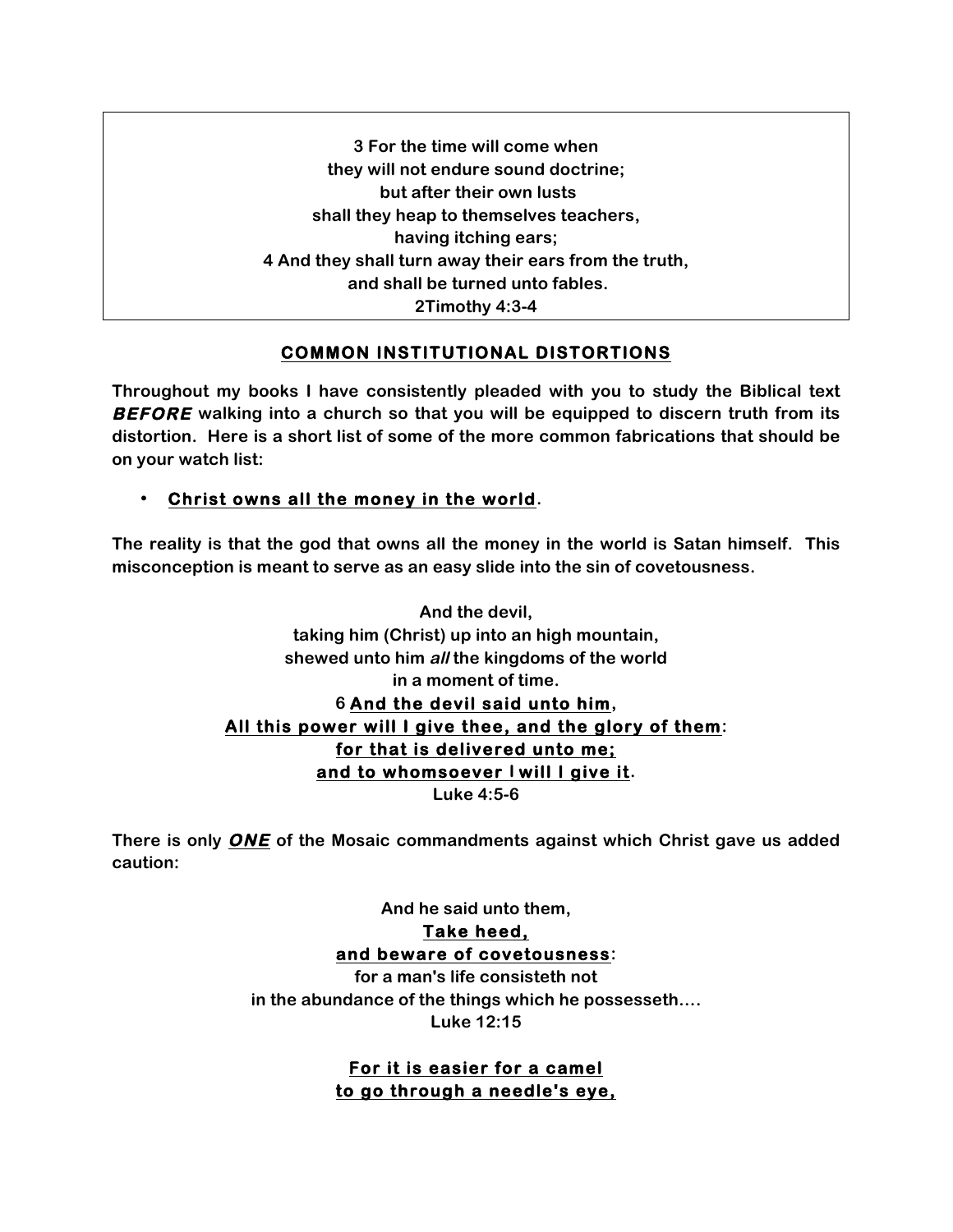> **3 For the time will come when**
> **they will not endure sound doctrine;**
> **but after their own lusts**
> **shall they heap to themselves teachers,**
> **having itching ears;**
> **4 And they shall turn away their ears from the truth,**
> **and shall be turned unto fables.**
> **2Timothy 4:3-4**

## COMMON INSTITUTIONAL DISTORTIONS

**Throughout my books I have consistently pleaded with you to study the Biblical text *BEFORE* walking into a church so that you will be equipped to discern truth from its distortion. Here is a short list of some of the more common fabrications that should be on your watch list:**

- **Christ owns all the money in the world.**

**The reality is that the god that owns all the money in the world is Satan himself. This misconception is meant to serve as an easy slide into the sin of covetousness.**

**And the devil,**
**taking him (Christ) up into an high mountain,**
**shewed unto him *all* the kingdoms of the world**
**in a moment of time.**
**6 And the devil said unto him,**
**All this power will I give thee, and the glory of them:**
**for that is delivered unto me;**
**and to whomsoever I will I give it.**
**Luke 4:5-6**

**There is only *ONE* of the Mosaic commandments against which Christ gave us added caution:**

**And he said unto them,**
**Take heed,**
**and beware of covetousness:**
**for a man's life consisteth not**
**in the abundance of the things which he possesseth....**
**Luke 12:15**

**For it is easier for a camel**
**to go through a needle's eye,**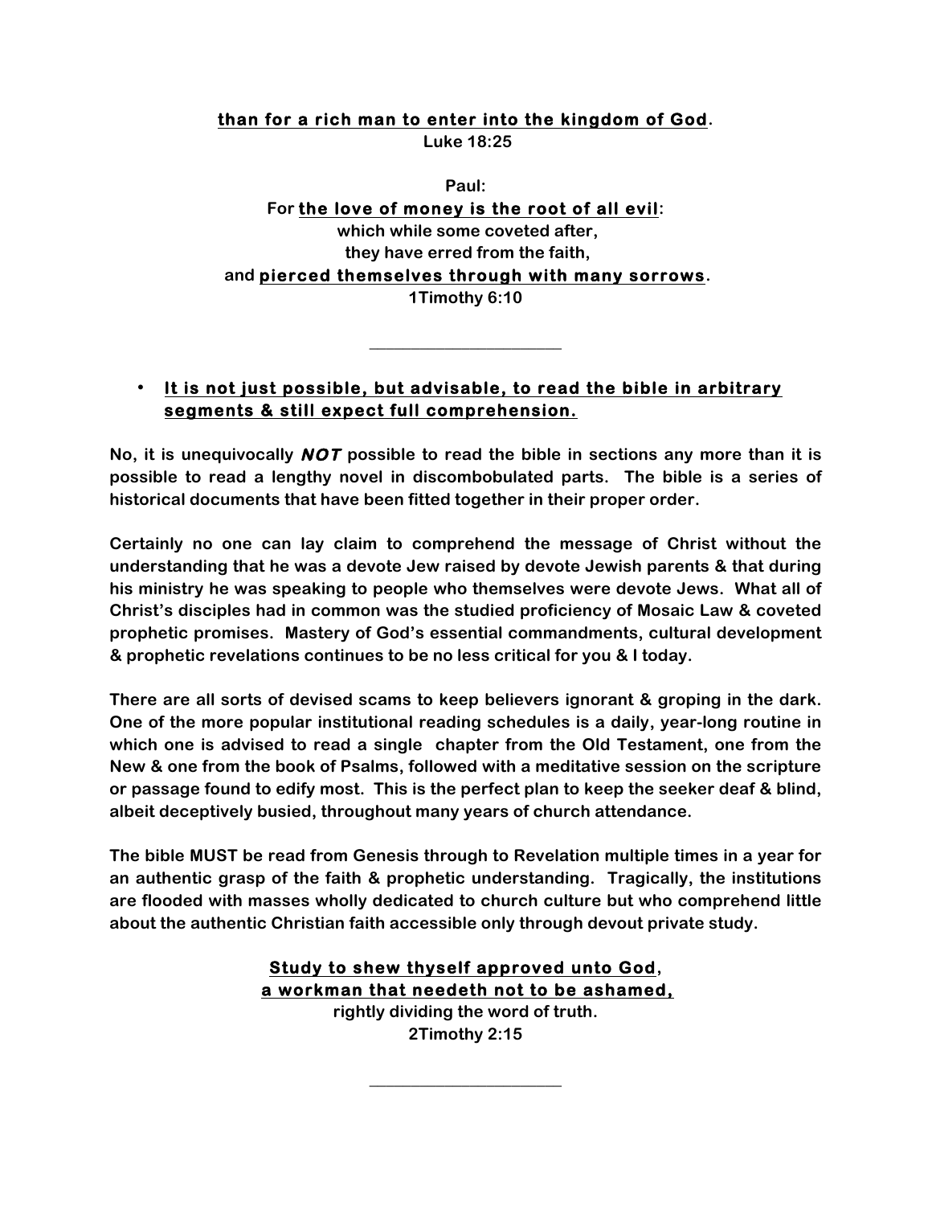**<u>than for a rich man to enter into the kingdom of God</u>.**
**Luke 18:25**

**Paul:**
**For <u>the love of money is the root of all evil</u>:**
**which while some coveted after,**
**they have erred from the faith,**
**and <u>pierced themselves through with many sorrows</u>.**
**1Timothy 6:10**

---

- **<u>It is not just possible, but advisable, to read the bible in arbitrary segments & still expect full comprehension.</u>**

**No, it is unequivocally *NOT* possible to read the bible in sections any more than it is possible to read a lengthy novel in discombobulated parts. The bible is a series of historical documents that have been fitted together in their proper order.**

**Certainly no one can lay claim to comprehend the message of Christ without the understanding that he was a devote Jew raised by devote Jewish parents & that during his ministry he was speaking to people who themselves were devote Jews. What all of Christ's disciples had in common was the studied proficiency of Mosaic Law & coveted prophetic promises. Mastery of God's essential commandments, cultural development & prophetic revelations continues to be no less critical for you & I today.**

**There are all sorts of devised scams to keep believers ignorant & groping in the dark. One of the more popular institutional reading schedules is a daily, year-long routine in which one is advised to read a single chapter from the Old Testament, one from the New & one from the book of Psalms, followed with a meditative session on the scripture or passage found to edify most. This is the perfect plan to keep the seeker deaf & blind, albeit deceptively busied, throughout many years of church attendance.**

**The bible MUST be read from Genesis through to Revelation multiple times in a year for an authentic grasp of the faith & prophetic understanding. Tragically, the institutions are flooded with masses wholly dedicated to church culture but who comprehend little about the authentic Christian faith accessible only through devout private study.**

**<u>Study to shew thyself approved unto God</u>,**
**<u>a workman that needeth not to be ashamed,</u>**
**rightly dividing the word of truth.**
**2Timothy 2:15**

---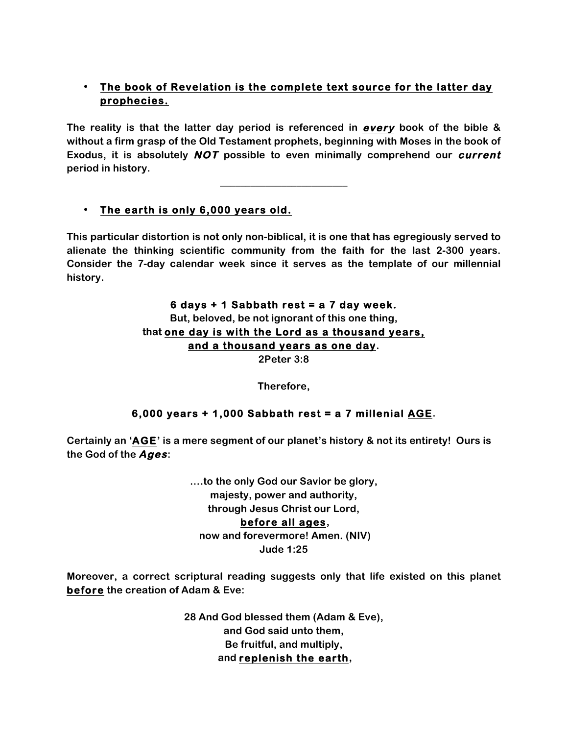- **<u>The book of Revelation is the complete text source for the latter day prophecies.</u>**

**The reality is that the latter day period is referenced in *<u>every</u>* book of the bible & without a firm grasp of the Old Testament prophets, beginning with Moses in the book of Exodus, it is absolutely *<u>NOT</u>* possible to even minimally comprehend our *current* period in history.**

---

- **<u>The earth is only 6,000 years old.</u>**

**This particular distortion is not only non-biblical, it is one that has egregiously served to alienate the thinking scientific community from the faith for the last 2-300 years. Consider the 7-day calendar week since it serves as the template of our millennial history.**

**6 days + 1 Sabbath rest = a 7 day week.**
**But, beloved, be not ignorant of this one thing,**
**that <u>one day is with the Lord as a thousand years,</u>**
**<u>and a thousand years as one day</u>.**
**2Peter 3:8**

**Therefore,**

**6,000 years + 1,000 Sabbath rest = a 7 millenial <u>AGE</u>.**

**Certainly an '<u>AGE</u>' is a mere segment of our planet's history & not its entirety! Ours is the God of the *Ages*:**

**….to the only God our Savior be glory,**
**majesty, power and authority,**
**through Jesus Christ our Lord,**
**<u>before all ages</u>,**
**now and forevermore! Amen. (NIV)**
**Jude 1:25**

**Moreover, a correct scriptural reading suggests only that life existed on this planet <u>before</u> the creation of Adam & Eve:**

**28 And God blessed them (Adam & Eve),**
**and God said unto them,**
**Be fruitful, and multiply,**
**and <u>replenish the earth</u>,**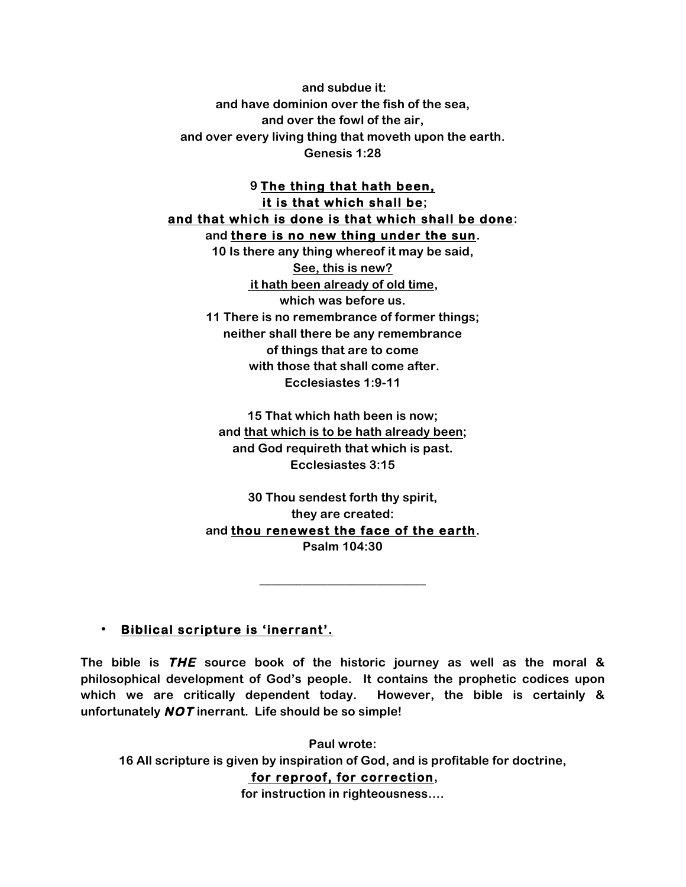**and subdue it:**
**and have dominion over the fish of the sea,**
**and over the fowl of the air,**
**and over every living thing that moveth upon the earth.**
**Genesis 1:28**

**9 <u>The thing that hath been,</u>**
**<u>it is that which shall be</u>;**
**<u>and that which is done is that which shall be done</u>:**
**and <u>there is no new thing under the sun</u>.**
**10 Is there any thing whereof it may be said,**
**<u>See, this is new?</u>**
**<u>it hath been already of old time</u>,**
**which was before us.**
**11 There is no remembrance of former things;**
**neither shall there be any remembrance**
**of things that are to come**
**with those that shall come after.**
**Ecclesiastes 1:9-11**

**15 That which hath been is now;**
**and <u>that which is to be hath already been</u>;**
**and God requireth that which is past.**
**Ecclesiastes 3:15**

**30 Thou sendest forth thy spirit,**
**they are created:**
**and <u>thou renewest the face of the earth</u>.**
**Psalm 104:30**

---

- **<u>Biblical scripture is 'inerrant'.</u>**

**The bible is *THE* source book of the historic journey as well as the moral & philosophical development of God's people. It contains the prophetic codices upon which we are critically dependent today. However, the bible is certainly & unfortunately *NOT* inerrant. Life should be so simple!**

**Paul wrote:**
**16 All scripture is given by inspiration of God, and is profitable for doctrine,**
**<u>for reproof, for correction</u>,**
**for instruction in righteousness....**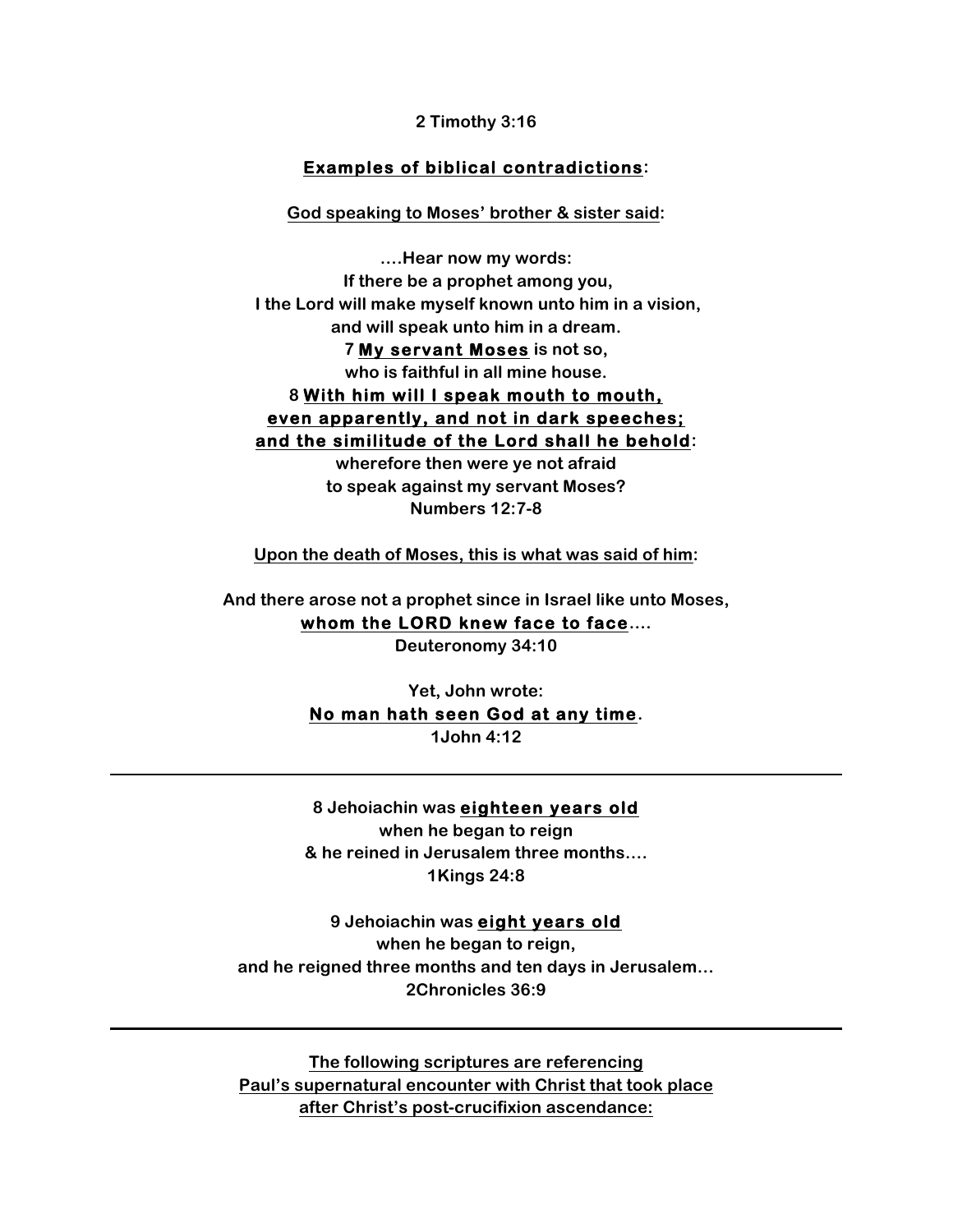**2 Timothy 3:16**

**<u>Examples of biblical contradictions</u>:**

**<u>God speaking to Moses' brother & sister said</u>:**

**….Hear now my words:**
**If there be a prophet among you,**
**I the Lord will make myself known unto him in a vision,**
**and will speak unto him in a dream.**
**7 <u>My servant Moses</u> is not so,**
**who is faithful in all mine house.**
**8 <u>With him will I speak mouth to mouth,</u>**
**<u>even apparently, and not in dark speeches;</u>**
**<u>and the similitude of the Lord shall he behold</u>:**
**wherefore then were ye not afraid**
**to speak against my servant Moses?**
**Numbers 12:7-8**

**<u>Upon the death of Moses, this is what was said of him</u>:**

**And there arose not a prophet since in Israel like unto Moses,**
**<u>whom the LORD knew face to face</u>….**
**Deuteronomy 34:10**

**Yet, John wrote:**
**<u>No man hath seen God at any time</u>.**
**1John 4:12**

---

**8 Jehoiachin was <u>eighteen years old</u>**
**when he began to reign**
**& he reined in Jerusalem three months….**
**1Kings 24:8**

**9 Jehoiachin was <u>eight years old</u>**
**when he began to reign,**
**and he reigned three months and ten days in Jerusalem…**
**2Chronicles 36:9**

---

**<u>The following scriptures are referencing</u>**
**<u>Paul's supernatural encounter with Christ that took place</u>**
**<u>after Christ's post-crucifixion ascendance:</u>**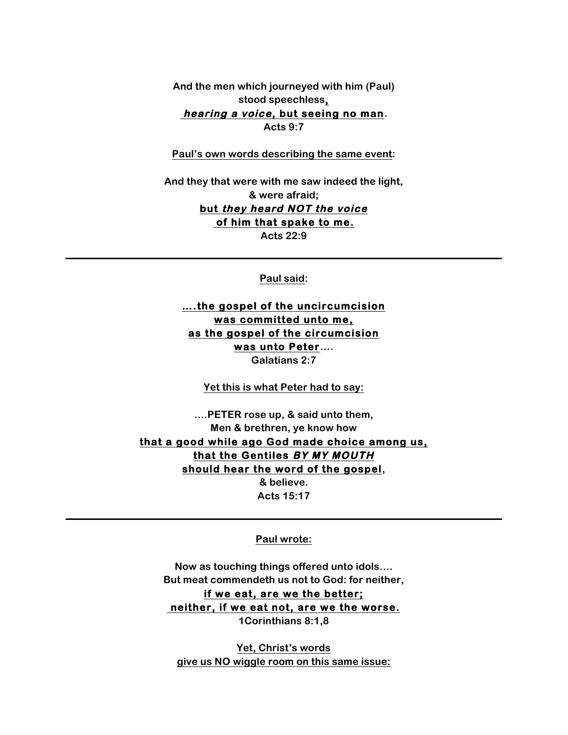**And the men which journeyed with him (Paul) stood speechless,**
***hearing a voice*, but seeing no man.**
**Acts 9:7**

**Paul's own words describing the same event:**

**And they that were with me saw indeed the light,**
**& were afraid;**
**but *they heard NOT the voice***
**of him that spake to me.**
**Acts 22:9**

---

**Paul said:**

**....the gospel of the uncircumcision**
**was committed unto me,**
**as the gospel of the circumcision**
**was unto Peter....**
**Galatians 2:7**

**Yet this is what Peter had to say:**

**....PETER rose up, & said unto them,**
**Men & brethren, ye know how**
**that a good while ago God made choice among us,**
**that the Gentiles *BY MY MOUTH***
**should hear the word of the gospel,**
**& believe.**
**Acts 15:17**

---

**Paul wrote:**

**Now as touching things offered unto idols....**
**But meat commendeth us not to God: for neither,**
**if we eat, are we the better;**
**neither, if we eat not, are we the worse.**
**1Corinthians 8:1,8**

**Yet, Christ's words**
**give us NO wiggle room on this same issue:**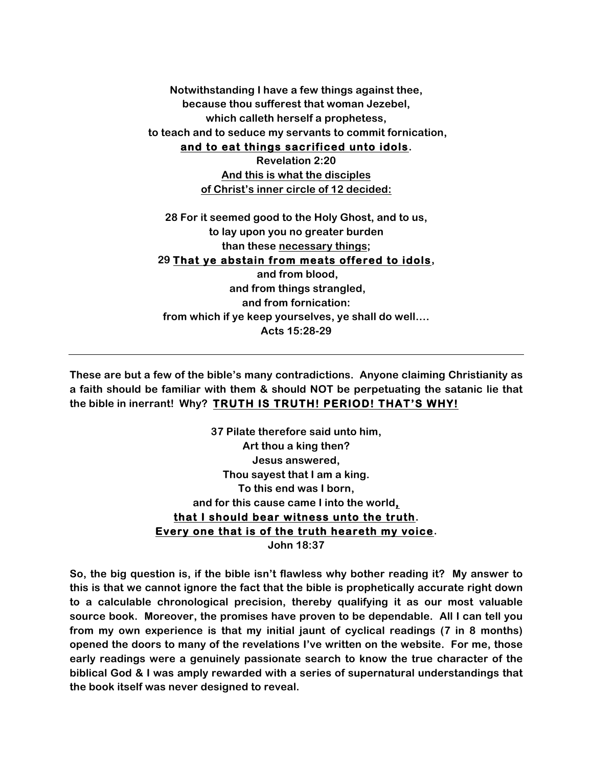**Notwithstanding I have a few things against thee,**
**because thou sufferest that woman Jezebel,**
**which calleth herself a prophetess,**
**to teach and to seduce my servants to commit fornication,**
<u>**and to eat things sacrificed unto idols**</u>**.**
**Revelation 2:20**
<u>**And this is what the disciples**</u>
<u>**of Christ's inner circle of 12 decided:**</u>

**28 For it seemed good to the Holy Ghost, and to us,**
**to lay upon you no greater burden**
**than these <u>necessary things</u>;**
**29 <u>That ye abstain from meats offered to idols</u>,**
**and from blood,**
**and from things strangled,**
**and from fornication:**
**from which if ye keep yourselves, ye shall do well….**
**Acts 15:28-29**

---

**These are but a few of the bible's many contradictions. Anyone claiming Christianity as a faith should be familiar with them & should NOT be perpetuating the satanic lie that the bible in inerrant! Why? <u>TRUTH IS TRUTH! PERIOD! THAT'S WHY!</u>**

**37 Pilate therefore said unto him,**
**Art thou a king then?**
**Jesus answered,**
**Thou sayest that I am a king.**
**To this end was I born,**
**and for this cause came I into the world,**
<u>**that I should bear witness unto the truth**</u>**.**
<u>**Every one that is of the truth heareth my voice**</u>**.**
**John 18:37**

**So, the big question is, if the bible isn't flawless why bother reading it? My answer to this is that we cannot ignore the fact that the bible is prophetically accurate right down to a calculable chronological precision, thereby qualifying it as our most valuable source book. Moreover, the promises have proven to be dependable. All I can tell you from my own experience is that my initial jaunt of cyclical readings (7 in 8 months) opened the doors to many of the revelations I've written on the website. For me, those early readings were a genuinely passionate search to know the true character of the biblical God & I was amply rewarded with a series of supernatural understandings that the book itself was never designed to reveal.**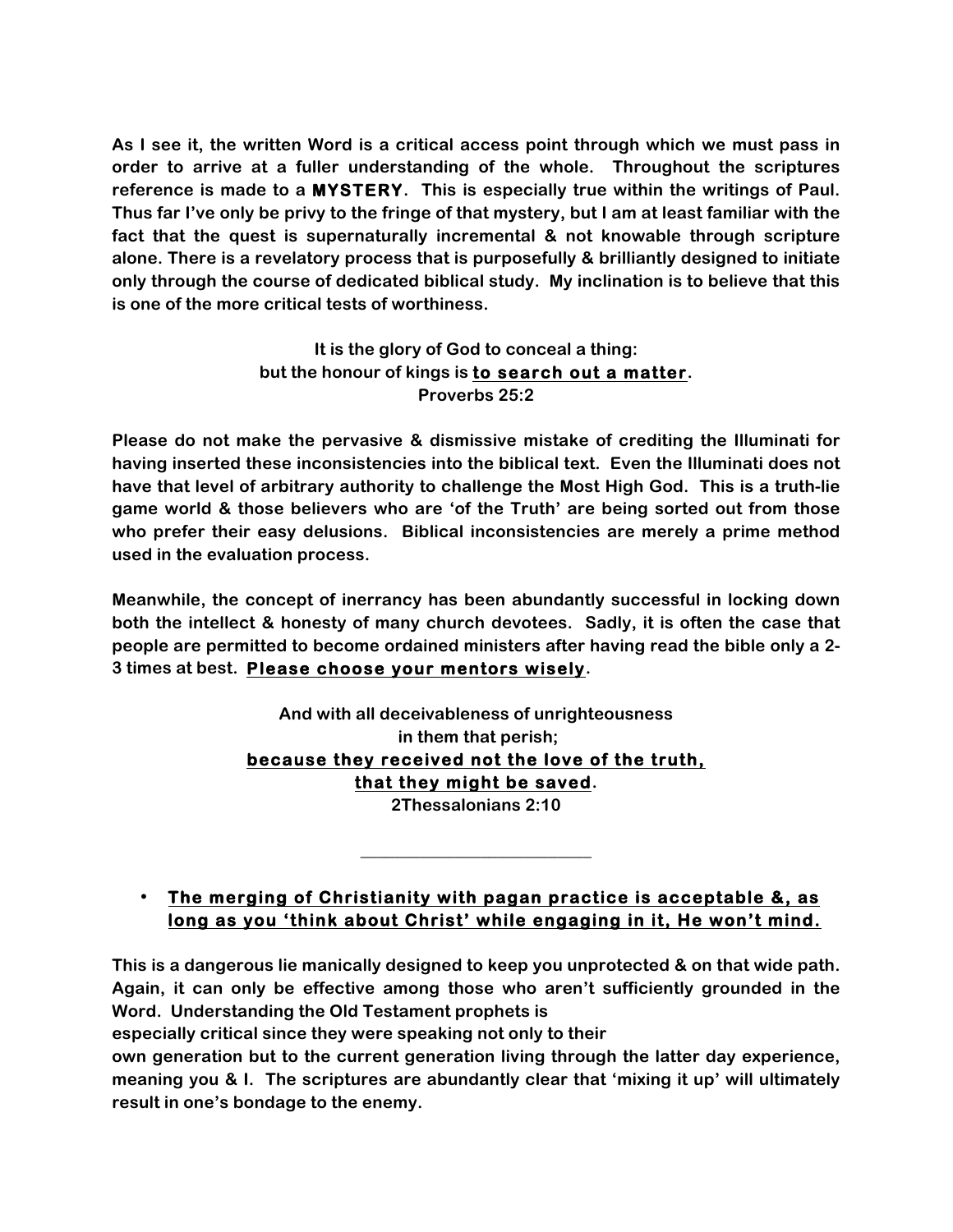**As I see it, the written Word is a critical access point through which we must pass in order to arrive at a fuller understanding of the whole. Throughout the scriptures reference is made to a MYSTERY. This is especially true within the writings of Paul. Thus far I've only be privy to the fringe of that mystery, but I am at least familiar with the fact that the quest is supernaturally incremental & not knowable through scripture alone. There is a revelatory process that is purposefully & brilliantly designed to initiate only through the course of dedicated biblical study. My inclination is to believe that this is one of the more critical tests of worthiness.**

**It is the glory of God to conceal a thing:**
**but the honour of kings is <u>to search out a matter</u>.**
**Proverbs 25:2**

**Please do not make the pervasive & dismissive mistake of crediting the Illuminati for having inserted these inconsistencies into the biblical text. Even the Illuminati does not have that level of arbitrary authority to challenge the Most High God. This is a truth-lie game world & those believers who are 'of the Truth' are being sorted out from those who prefer their easy delusions. Biblical inconsistencies are merely a prime method used in the evaluation process.**

**Meanwhile, the concept of inerrancy has been abundantly successful in locking down both the intellect & honesty of many church devotees. Sadly, it is often the case that people are permitted to become ordained ministers after having read the bible only a 2-3 times at best. <u>Please choose your mentors wisely</u>.**

**And with all deceivableness of unrighteousness**
**in them that perish;**
**<u>because they received not the love of the truth,</u>**
**<u>that they might be saved</u>.**
**2Thessalonians 2:10**

---

- **<u>The merging of Christianity with pagan practice is acceptable &, as long as you 'think about Christ' while engaging in it, He won't mind.</u>**

**This is a dangerous lie manically designed to keep you unprotected & on that wide path. Again, it can only be effective among those who aren't sufficiently grounded in the Word. Understanding the Old Testament prophets is especially critical since they were speaking not only to their own generation but to the current generation living through the latter day experience, meaning you & I. The scriptures are abundantly clear that 'mixing it up' will ultimately result in one's bondage to the enemy.**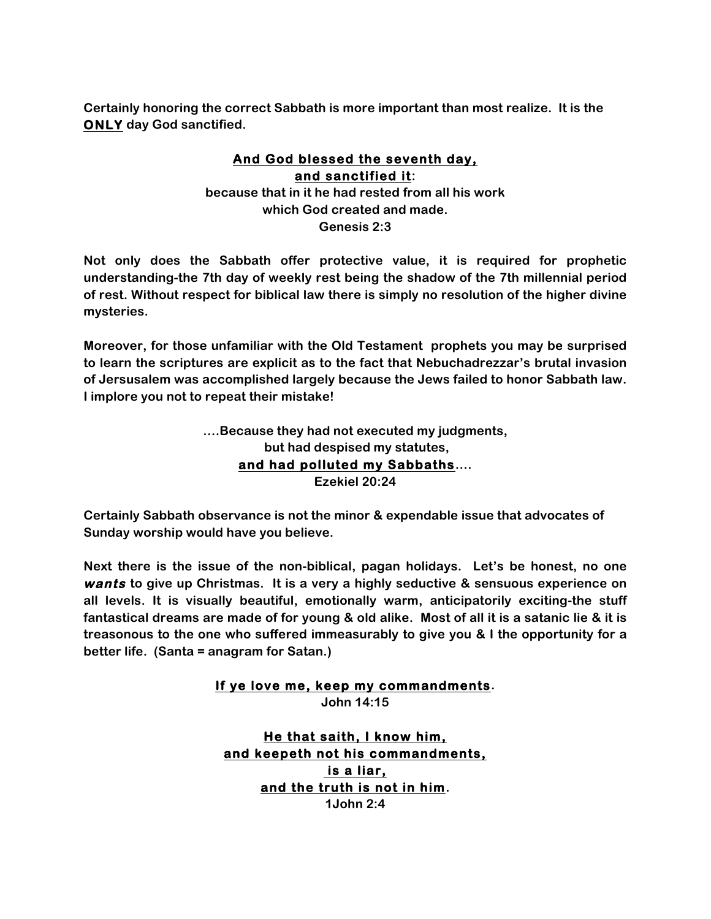**Certainly honoring the correct Sabbath is more important than most realize. It is the <u>ONLY</u> day God sanctified.**

<div align="center">

**<u>And God blessed the seventh day,</u>**
**<u>and sanctified it</u>:**
**because that in it he had rested from all his work**
**which God created and made.**
**Genesis 2:3**

</div>

**Not only does the Sabbath offer protective value, it is required for prophetic understanding-the 7th day of weekly rest being the shadow of the 7th millennial period of rest. Without respect for biblical law there is simply no resolution of the higher divine mysteries.**

**Moreover, for those unfamiliar with the Old Testament prophets you may be surprised to learn the scriptures are explicit as to the fact that Nebuchadrezzar's brutal invasion of Jersusalem was accomplished largely because the Jews failed to honor Sabbath law. I implore you not to repeat their mistake!**

<div align="center">

**....Because they had not executed my judgments,**
**but had despised my statutes,**
**<u>and had polluted my Sabbaths</u>....**
**Ezekiel 20:24**

</div>

**Certainly Sabbath observance is not the minor & expendable issue that advocates of Sunday worship would have you believe.**

**Next there is the issue of the non-biblical, pagan holidays. Let's be honest, no one *wants* to give up Christmas. It is a very a highly seductive & sensuous experience on all levels. It is visually beautiful, emotionally warm, anticipatorily exciting-the stuff fantastical dreams are made of for young & old alike. Most of all it is a satanic lie & it is treasonous to the one who suffered immeasurably to give you & I the opportunity for a better life. (Santa = anagram for Satan.)**

<div align="center">

**<u>If ye love me, keep my commandments</u>.**
**John 14:15**

**<u>He that saith, I know him,</u>**
**<u>and keepeth not his commandments,</u>**
**<u>is a liar,</u>**
**<u>and the truth is not in him</u>.**
**1John 2:4**

</div>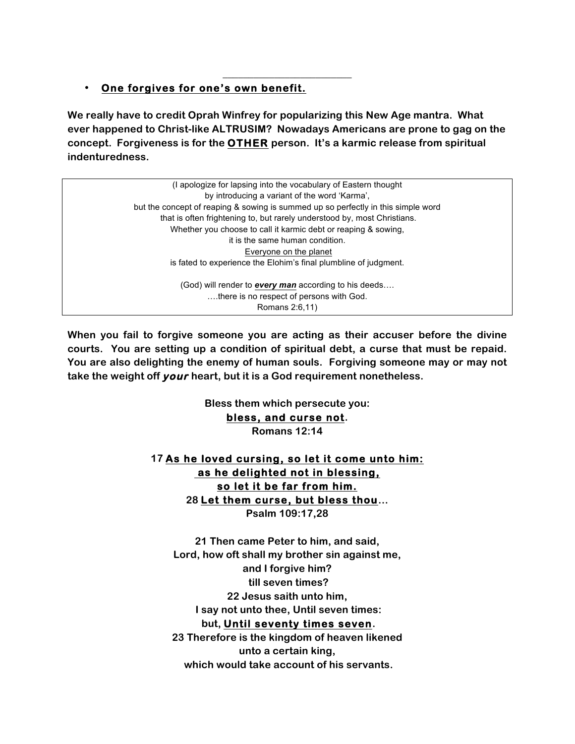---

- **<u>One forgives for one's own benefit.</u>**

**We really have to credit Oprah Winfrey for popularizing this New Age mantra. What ever happened to Christ-like ALTRUSIM? Nowadays Americans are prone to gag on the concept. Forgiveness is for the <u>OTHER</u> person. It's a karmic release from spiritual indenturedness.**

> (I apologize for lapsing into the vocabulary of Eastern thought
> by introducing a variant of the word 'Karma',
> but the concept of reaping & sowing is summed up so perfectly in this simple word
> that is often frightening to, but rarely understood by, most Christians.
> Whether you choose to call it karmic debt or reaping & sowing,
> it is the same human condition.
> <u>Everyone on the planet</u>
> is fated to experience the Elohim's final plumbline of judgment.
>
> (God) will render to ***<u>every man</u>*** according to his deeds….
> ….there is no respect of persons with God.
> Romans 2:6,11)

**When you fail to forgive someone you are acting as their accuser before the divine courts. You are setting up a condition of spiritual debt, a curse that must be repaid. You are also delighting the enemy of human souls. Forgiving someone may or may not take the weight off *your* heart, but it is a God requirement nonetheless.**

**Bless them which persecute you:**
**<u>bless, and curse not</u>.**
**Romans 12:14**

**17 <u>As he loved cursing, so let it come unto him:</u>**
**<u>as he delighted not in blessing,</u>**
**<u>so let it be far from him.</u>**
**28 <u>Let them curse, but bless thou</u>…**
**Psalm 109:17,28**

**21 Then came Peter to him, and said,**
**Lord, how oft shall my brother sin against me,**
**and I forgive him?**
**till seven times?**
**22 Jesus saith unto him,**
**I say not unto thee, Until seven times:**
**but, <u>Until seventy times seven</u>.**
**23 Therefore is the kingdom of heaven likened**
**unto a certain king,**
**which would take account of his servants.**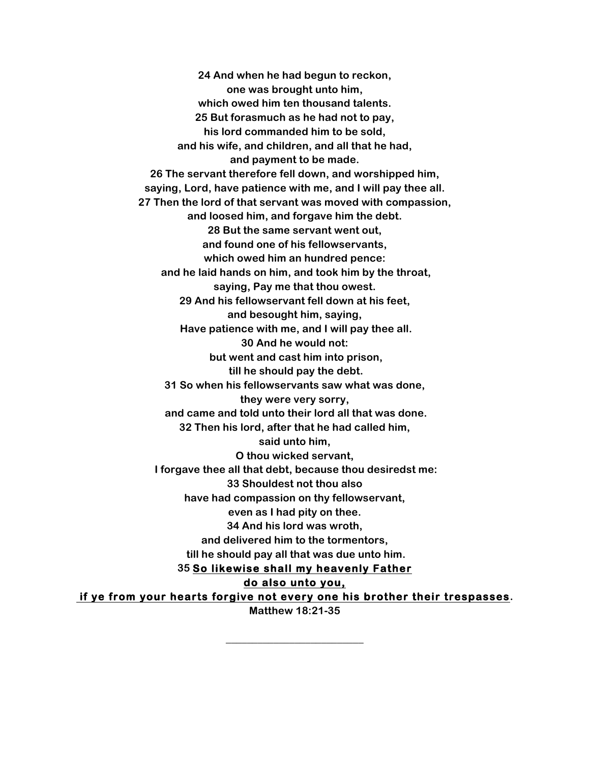**24 And when he had begun to reckon,**
**one was brought unto him,**
**which owed him ten thousand talents.**
**25 But forasmuch as he had not to pay,**
**his lord commanded him to be sold,**
**and his wife, and children, and all that he had,**
**and payment to be made.**
**26 The servant therefore fell down, and worshipped him,**
**saying, Lord, have patience with me, and I will pay thee all.**
**27 Then the lord of that servant was moved with compassion,**
**and loosed him, and forgave him the debt.**
**28 But the same servant went out,**
**and found one of his fellowservants,**
**which owed him an hundred pence:**
**and he laid hands on him, and took him by the throat,**
**saying, Pay me that thou owest.**
**29 And his fellowservant fell down at his feet,**
**and besought him, saying,**
**Have patience with me, and I will pay thee all.**
**30 And he would not:**
**but went and cast him into prison,**
**till he should pay the debt.**
**31 So when his fellowservants saw what was done,**
**they were very sorry,**
**and came and told unto their lord all that was done.**
**32 Then his lord, after that he had called him,**
**said unto him,**
**O thou wicked servant,**
**I forgave thee all that debt, because thou desiredst me:**
**33 Shouldest not thou also**
**have had compassion on thy fellowservant,**
**even as I had pity on thee.**
**34 And his lord was wroth,**
**and delivered him to the tormentors,**
**till he should pay all that was due unto him.**
**35 <u>So likewise shall my heavenly Father</u>**
**<u>do also unto you,</u>**
**<u>if ye from your hearts forgive not every one his brother their trespasses</u>.**
**Matthew 18:21-35**

---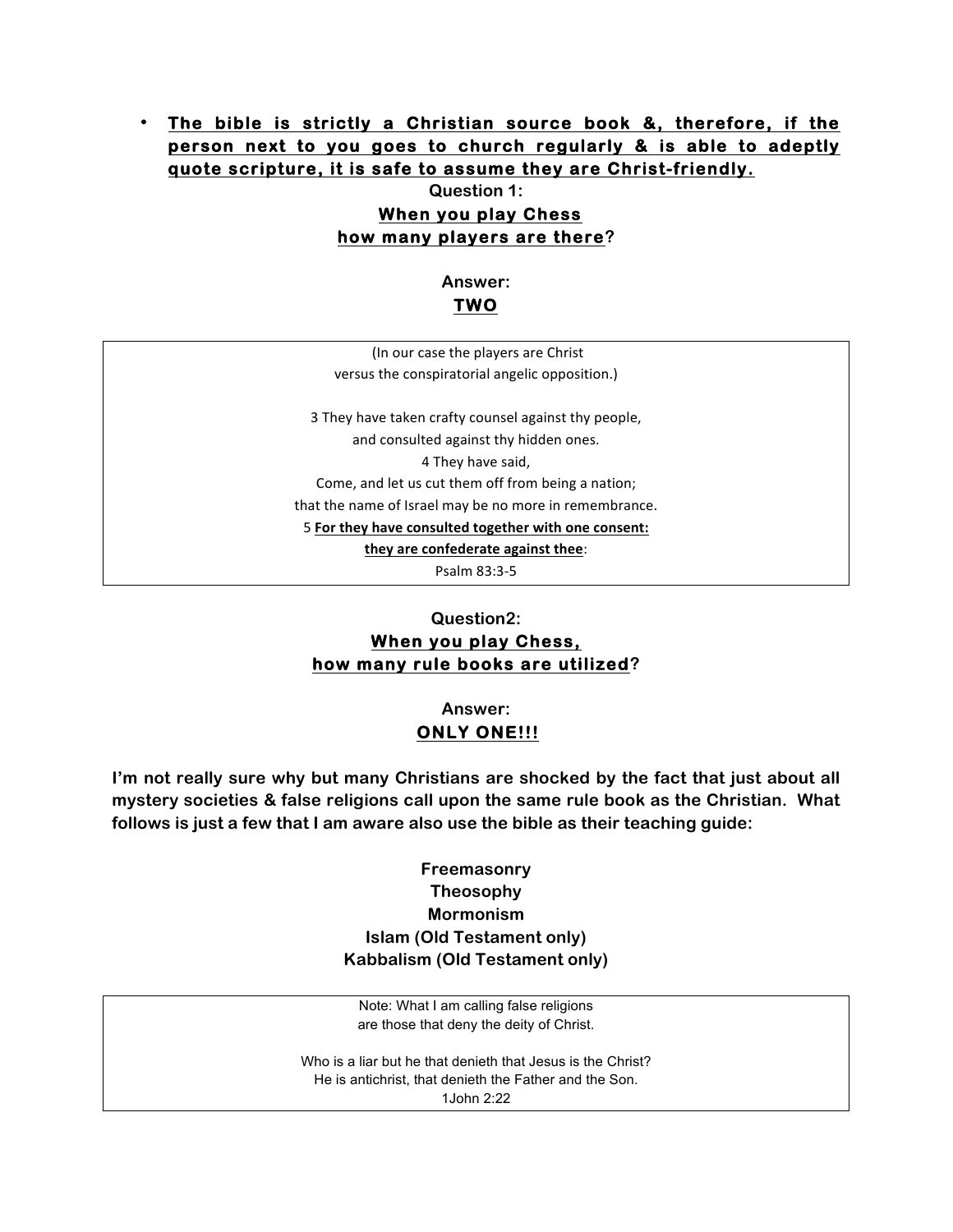- **<u>The bible is strictly a Christian source book &, therefore, if the person next to you goes to church regularly & is able to adeptly quote scripture, it is safe to assume they are Christ-friendly.</u>**

**Question 1:**

**<u>When you play Chess</u>**
**<u>how many players are there</u>?**

**Answer:**
**<u>TWO</u>**

> (In our case the players are Christ
> versus the conspiratorial angelic opposition.)
>
> 3 They have taken crafty counsel against thy people,
> and consulted against thy hidden ones.
> 4 They have said,
> Come, and let us cut them off from being a nation;
> that the name of Israel may be no more in remembrance.
> 5 **<u>For they have consulted together with one consent:</u>**
> **<u>they are confederate against thee</u>**:
> Psalm 83:3-5

**Question2:**

**<u>When you play Chess,</u>**
**<u>how many rule books are utilized</u>?**

**Answer:**
**<u>ONLY ONE!!!</u>**

**I'm not really sure why but many Christians are shocked by the fact that just about all mystery societies & false religions call upon the same rule book as the Christian. What follows is just a few that I am aware also use the bible as their teaching guide:**

**Freemasonry**
**Theosophy**
**Mormonism**
**Islam (Old Testament only)**
**Kabbalism (Old Testament only)**

> Note: What I am calling false religions
> are those that deny the deity of Christ.
>
> Who is a liar but he that denieth that Jesus is the Christ?
> He is antichrist, that denieth the Father and the Son.
> 1John 2:22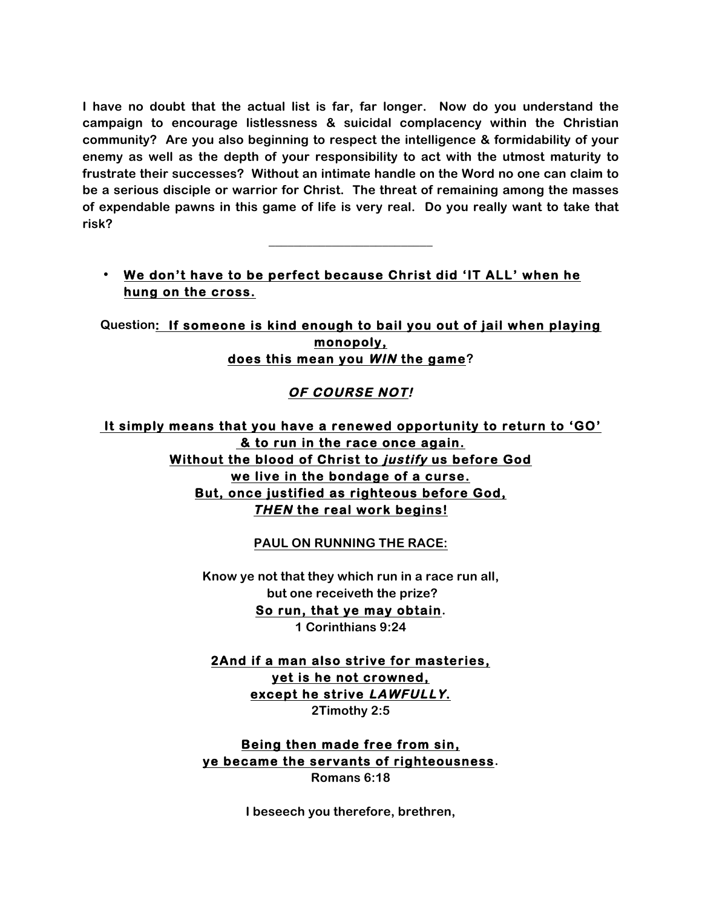**I have no doubt that the actual list is far, far longer. Now do you understand the campaign to encourage listlessness & suicidal complacency within the Christian community? Are you also beginning to respect the intelligence & formidability of your enemy as well as the depth of your responsibility to act with the utmost maturity to frustrate their successes? Without an intimate handle on the Word no one can claim to be a serious disciple or warrior for Christ. The threat of remaining among the masses of expendable pawns in this game of life is very real. Do you really want to take that risk?**

---

- **We don't have to be perfect because Christ did 'IT ALL' when he hung on the cross.**

**Question: If someone is kind enough to bail you out of jail when playing monopoly,**
**does this mean you *WIN* the game?**

***OF COURSE NOT!***

**It simply means that you have a renewed opportunity to return to 'GO'**
**& to run in the race once again.**
**Without the blood of Christ to *justify* us before God**
**we live in the bondage of a curse.**
**But, once justified as righteous before God,**
***THEN* the real work begins!**

**PAUL ON RUNNING THE RACE:**

**Know ye not that they which run in a race run all,**
**but one receiveth the prize?**
**So run, that ye may obtain.**
**1 Corinthians 9:24**

**2And if a man also strive for masteries,**
**yet is he not crowned,**
**except he strive *LAWFULLY.***
**2Timothy 2:5**

**Being then made free from sin,**
**ye became the servants of righteousness.**
**Romans 6:18**

**I beseech you therefore, brethren,**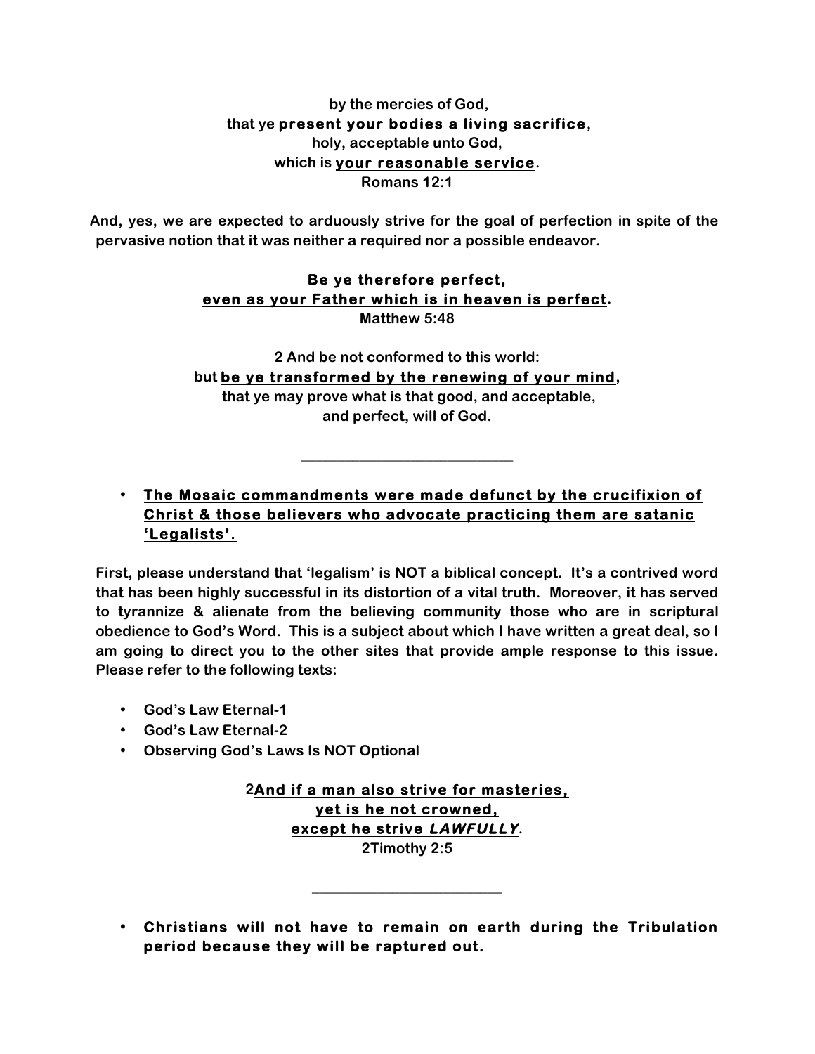by the mercies of God,
that ye **present your bodies a living sacrifice**,
holy, acceptable unto God,
which is **your reasonable service**.
Romans 12:1

And, yes, we are expected to arduously strive for the goal of perfection in spite of the pervasive notion that it was neither a required nor a possible endeavor.

**Be ye therefore perfect,**
**even as your Father which is in heaven is perfect**.
Matthew 5:48

2 And be not conformed to this world:
but **be ye transformed by the renewing of your mind**,
that ye may prove what is that good, and acceptable,
and perfect, will of God.

---

- **The Mosaic commandments were made defunct by the crucifixion of Christ & those believers who advocate practicing them are satanic 'Legalists'.**

First, please understand that 'legalism' is NOT a biblical concept. It's a contrived word that has been highly successful in its distortion of a vital truth. Moreover, it has served to tyrannize & alienate from the believing community those who are in scriptural obedience to God's Word. This is a subject about which I have written a great deal, so I am going to direct you to the other sites that provide ample response to this issue. Please refer to the following texts:

- God's Law Eternal-1
- God's Law Eternal-2
- Observing God's Laws Is NOT Optional

2**And if a man also strive for masteries,**
**yet is he not crowned,**
**except he strive *LAWFULLY***.
2Timothy 2:5

---

- **Christians will not have to remain on earth during the Tribulation period because they will be raptured out.**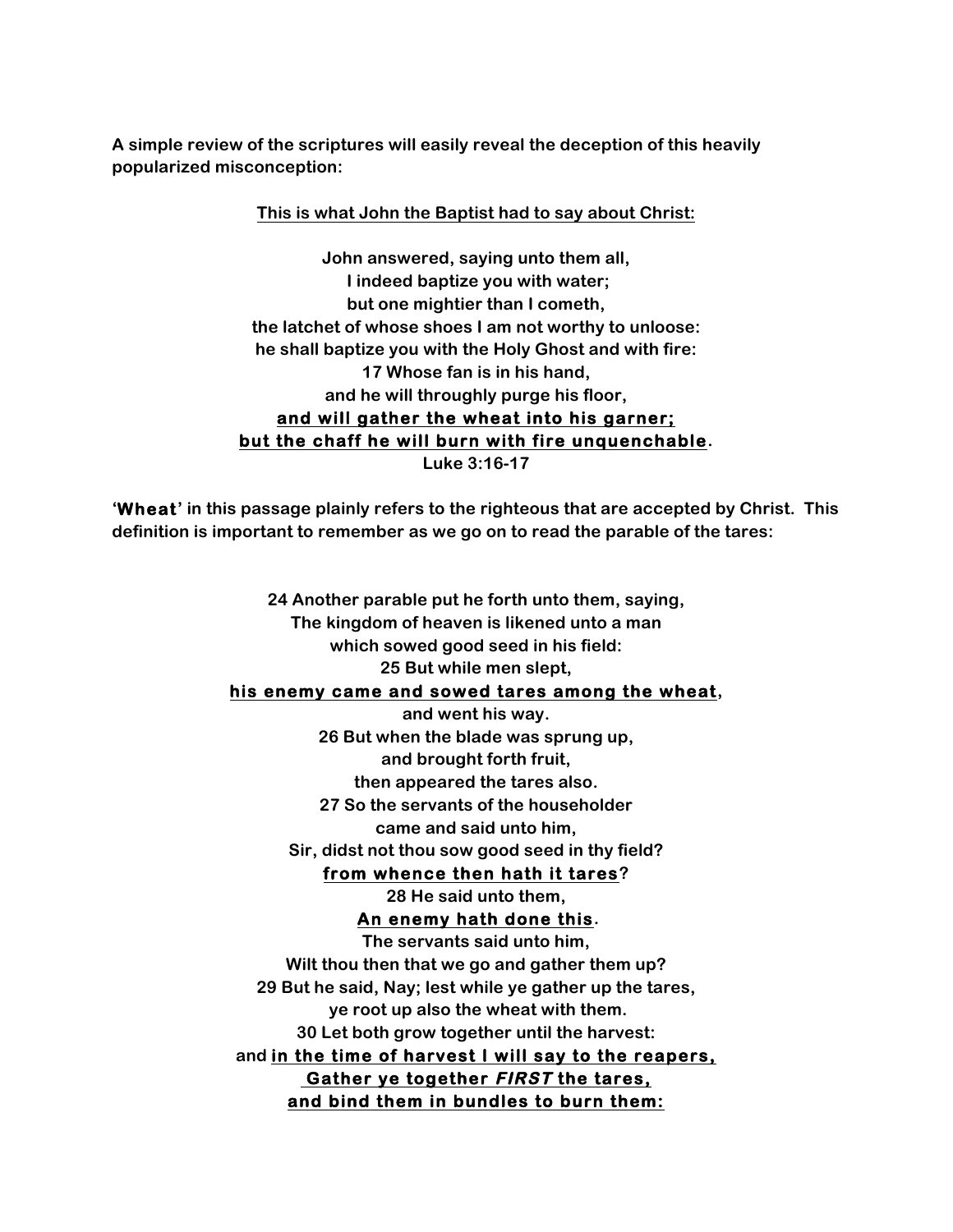**A simple review of the scriptures will easily reveal the deception of this heavily popularized misconception:**

**<u>This is what John the Baptist had to say about Christ:</u>**

**John answered, saying unto them all,**
**I indeed baptize you with water;**
**but one mightier than I cometh,**
**the latchet of whose shoes I am not worthy to unloose:**
**he shall baptize you with the Holy Ghost and with fire:**
**17 Whose fan is in his hand,**
**and he will throughly purge his floor,**
**<u>and will gather the wheat into his garner;</u>**
**<u>but the chaff he will burn with fire unquenchable</u>.**
**Luke 3:16-17**

**'Wheat' in this passage plainly refers to the righteous that are accepted by Christ. This definition is important to remember as we go on to read the parable of the tares:**

**24 Another parable put he forth unto them, saying,**
**The kingdom of heaven is likened unto a man**
**which sowed good seed in his field:**
**25 But while men slept,**
**<u>his enemy came and sowed tares among the wheat</u>,**
**and went his way.**
**26 But when the blade was sprung up,**
**and brought forth fruit,**
**then appeared the tares also.**
**27 So the servants of the householder**
**came and said unto him,**
**Sir, didst not thou sow good seed in thy field?**
**<u>from whence then hath it tares</u>?**
**28 He said unto them,**
**<u>An enemy hath done this</u>.**
**The servants said unto him,**
**Wilt thou then that we go and gather them up?**
**29 But he said, Nay; lest while ye gather up the tares,**
**ye root up also the wheat with them.**
**30 Let both grow together until the harvest:**
**and <u>in the time of harvest I will say to the reapers,</u>**
**<u>Gather ye together *FIRST* the tares,</u>**
**<u>and bind them in bundles to burn them:</u>**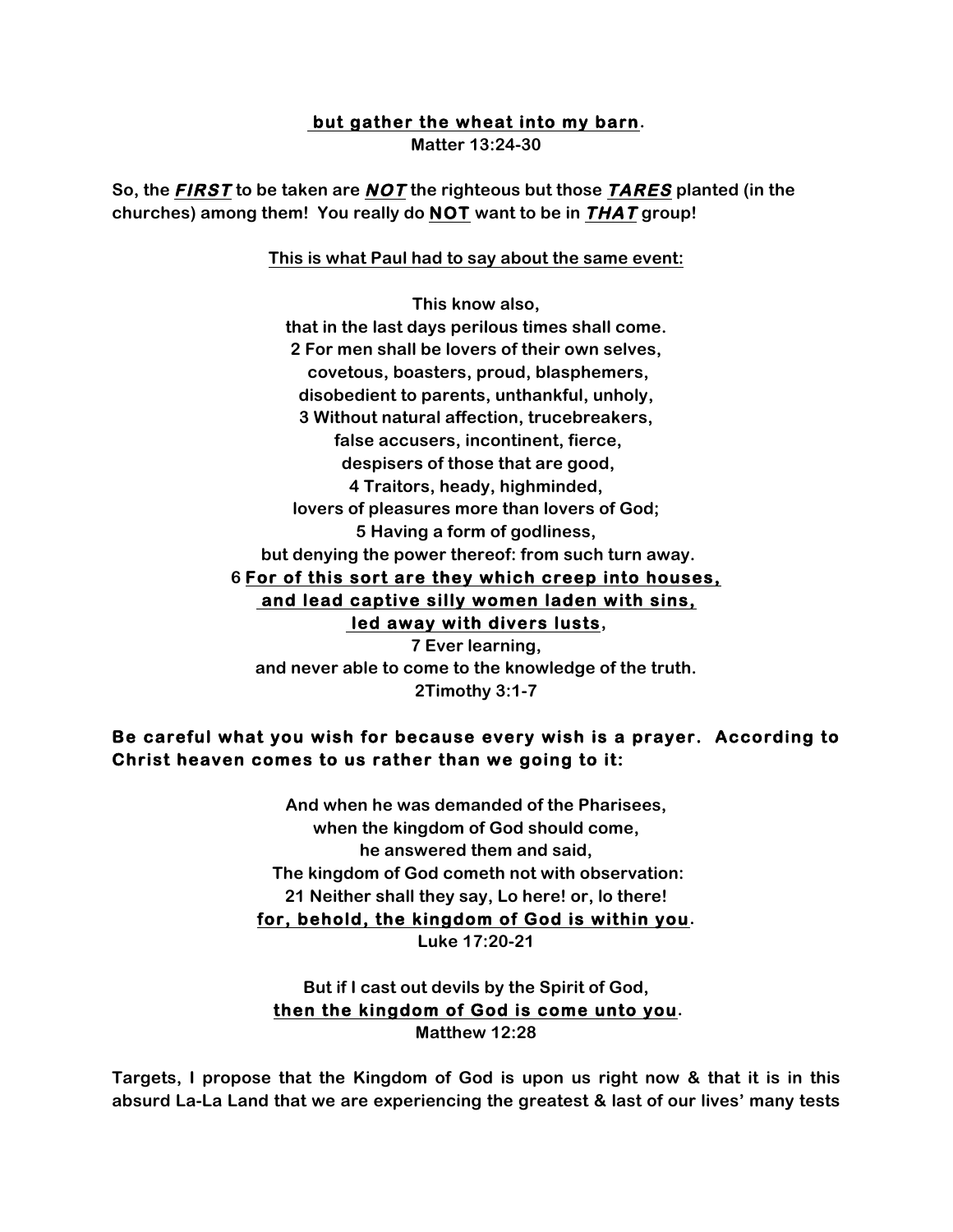<u>**but gather the wheat into my barn**</u>.
**Matter 13:24-30**

**So, the <u>*FIRST*</u> to be taken are <u>*NOT*</u> the righteous but those <u>*TARES*</u> planted (in the churches) among them! You really do <u>NOT</u> want to be in <u>*THAT*</u> group!**

<u>**This is what Paul had to say about the same event:**</u>

**This know also,**
**that in the last days perilous times shall come.**
**2 For men shall be lovers of their own selves,**
**covetous, boasters, proud, blasphemers,**
**disobedient to parents, unthankful, unholy,**
**3 Without natural affection, trucebreakers,**
**false accusers, incontinent, fierce,**
**despisers of those that are good,**
**4 Traitors, heady, highminded,**
**lovers of pleasures more than lovers of God;**
**5 Having a form of godliness,**
**but denying the power thereof: from such turn away.**
**6 <u>For of this sort are they which creep into houses,</u>**
<u>**and lead captive silly women laden with sins,**</u>
<u>**led away with divers lusts**</u>**,**
**7 Ever learning,**
**and never able to come to the knowledge of the truth.**
**2Timothy 3:1-7**

**Be careful what you wish for because every wish is a prayer. According to Christ heaven comes to us rather than we going to it:**

**And when he was demanded of the Pharisees,**
**when the kingdom of God should come,**
**he answered them and said,**
**The kingdom of God cometh not with observation:**
**21 Neither shall they say, Lo here! or, lo there!**
<u>**for, behold, the kingdom of God is within you**</u>**.**
**Luke 17:20-21**

**But if I cast out devils by the Spirit of God,**
<u>**then the kingdom of God is come unto you**</u>**.**
**Matthew 12:28**

**Targets, I propose that the Kingdom of God is upon us right now & that it is in this absurd La-La Land that we are experiencing the greatest & last of our lives' many tests**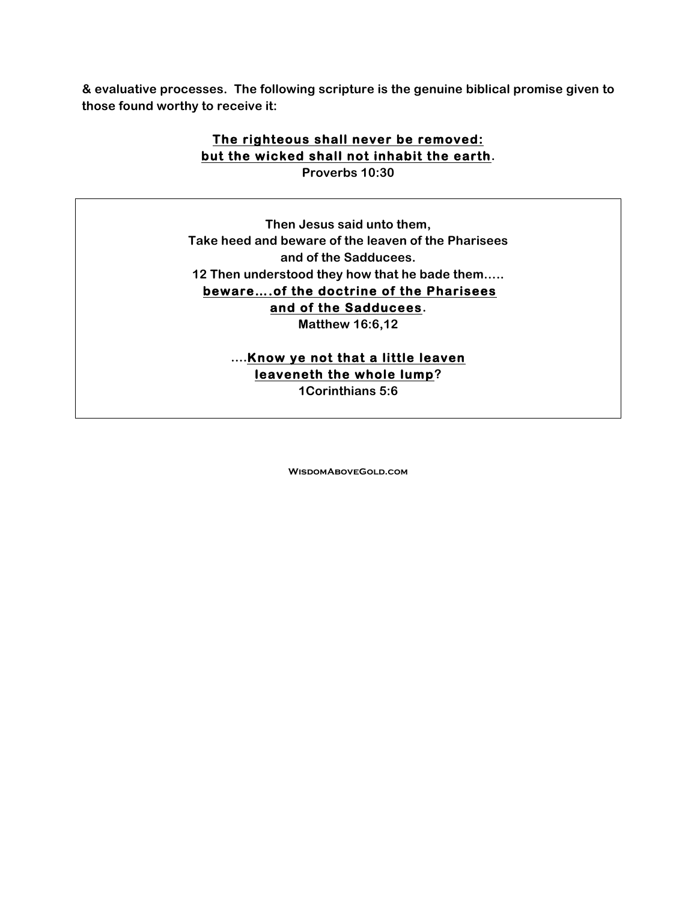**& evaluative processes.  The following scripture is the genuine biblical promise given to those found worthy to receive it:**

**<u>The righteous shall never be removed:</u>**
**<u>but the wicked shall not inhabit the earth</u>.**
**Proverbs 10:30**

---

**Then Jesus said unto them,**
**Take heed and beware of the leaven of the Pharisees**
**and of the Sadducees.**
**12 Then understood they how that he bade them…..**
**<u>beware….of the doctrine of the Pharisees</u>**
**<u>and of the Sadducees</u>.**
**Matthew 16:6,12**

**….<u>Know ye not that a little leaven</u>**
**<u>leaveneth the whole lump</u>?**
**1Corinthians 5:6**

---

**WisdomAboveGold.com**